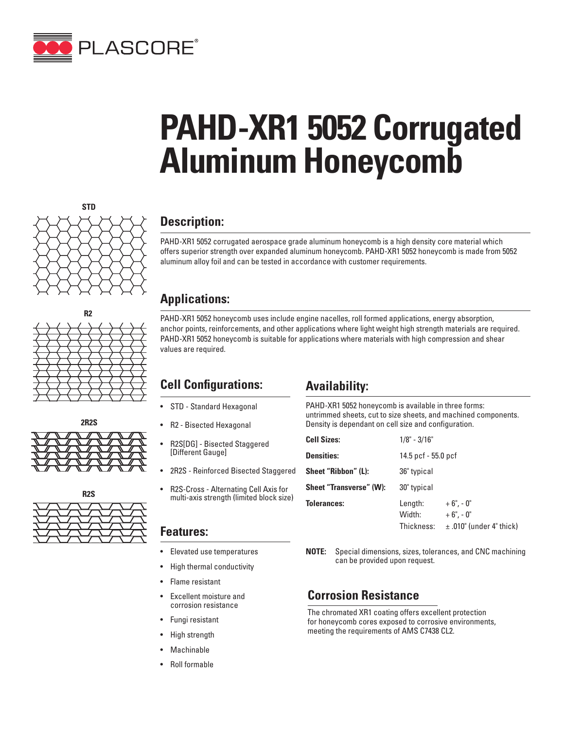# PAHD-XR1 5052 Corrugated Aluminum Honeycomb

STD

R2

2R2S

R2S

## Description:

PAHD-XR1 5052 corrugated aerospace grade aluminum honeycomb is a high density core material which offers superior strength over expanded aluminum honeycomb. PAHD-XR1 5052 honeycomb is made from 5052 aluminum alloy foil and can be tested in accordance with customer requirements.

## Applications:

PAHD-XR1 5052 honeycomb uses include engine nacelles, roll formed applications, energy absorption, anchor points, reinforcements, and other applications where light weight high strength materials are required. PAHD-XR1 5052 honeycomb is suitable for applications where materials with high compression and shear values are required.

## Cell Configurations:

- STD - Standard Hexagonal
- R2 - Bisected Hexagonal
- R2S[DG] - Bisected Staggered [Different Gauge]
- 2R2S - Reinforced Bisected Staggered
- R2S-Cross - Alternating Cell Axis for multi-axis strength (limited block size)

## Features:

- Elevated use temperatures
- High thermal conductivity
- Flame resistant
- Excellent moisture and corrosion resistance
- Fungi resistant
- High strength
- Machinable
- Roll formable

## Availability:

PAHD-XR1 5052 honeycomb is available in three forms: untrimmed sheets, cut to size sheets, and machined components. Density is dependant on cell size and configuration.

| | | |
|---|---|---|
| **Cell Sizes:** | 1/8" - 3/16" | |
| **Densities:** | 14.5 pcf - 55.0 pcf | |
| **Sheet "Ribbon" (L):** | 36" typical | |
| **Sheet "Transverse" (W):** | 30" typical | |
| **Tolerances:** | Length: | + 6", - 0" |
| | Width: | + 6", - 0" |
| | Thickness: | ± .010" (under 4" thick) |

**NOTE:** Special dimensions, sizes, tolerances, and CNC machining can be provided upon request.

## Corrosion Resistance

The chromated XR1 coating offers excellent protection for honeycomb cores exposed to corrosive environments, meeting the requirements of AMS C7438 CL2.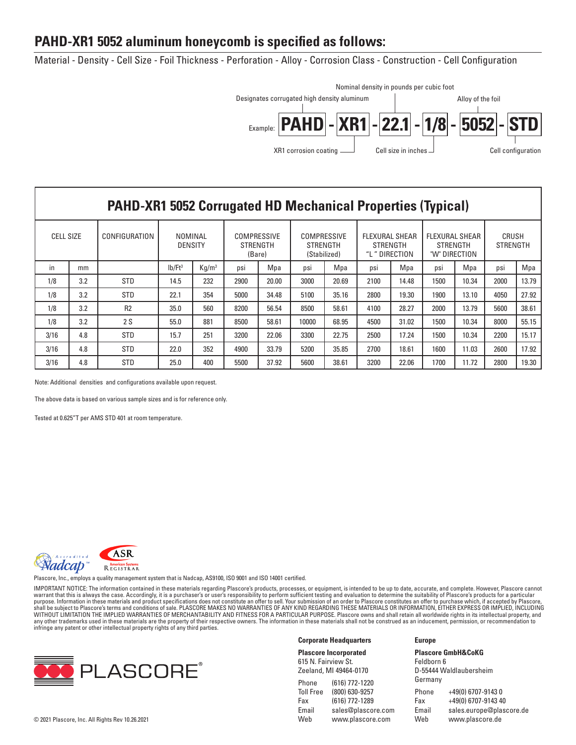# PAHD-XR1 5052 aluminum honeycomb is specified as follows:

Material - Density - Cell Size - Foil Thickness - Perforation - Alloy - Corrosion Class - Construction - Cell Configuration

Nominal density in pounds per cubic foot

Designates corrugated high density aluminum

Alloy of the foil

Example: PAHD - XR1 - 22.1 - 1/8 - 5052 - STD

XR1 corrosion coating

Cell size in inches

Cell configuration

## PAHD-XR1 5052 Corrugated HD Mechanical Properties (Typical)

| CELL SIZE | | CONFIGURATION | NOMINAL DENSITY | | COMPRESSIVE STRENGTH (Bare) | | COMPRESSIVE STRENGTH (Stabilized) | | FLEXURAL SHEAR STRENGTH "L" DIRECTION | | FLEXURAL SHEAR STRENGTH "W" DIRECTION | | CRUSH STRENGTH | |
|---|---|---|---|---|---|---|---|---|---|---|---|---|---|---|
| in | mm | | lb/Ft³ | Kg/m³ | psi | Mpa | psi | Mpa | psi | Mpa | psi | Mpa | psi | Mpa |
| 1/8 | 3.2 | STD | 14.5 | 232 | 2900 | 20.00 | 3000 | 20.69 | 2100 | 14.48 | 1500 | 10.34 | 2000 | 13.79 |
| 1/8 | 3.2 | STD | 22.1 | 354 | 5000 | 34.48 | 5100 | 35.16 | 2800 | 19.30 | 1900 | 13.10 | 4050 | 27.92 |
| 1/8 | 3.2 | R2 | 35.0 | 560 | 8200 | 56.54 | 8500 | 58.61 | 4100 | 28.27 | 2000 | 13.79 | 5600 | 38.61 |
| 1/8 | 3.2 | 2 S | 55.0 | 881 | 8500 | 58.61 | 10000 | 68.95 | 4500 | 31.02 | 1500 | 10.34 | 8000 | 55.15 |
| 3/16 | 4.8 | STD | 15.7 | 251 | 3200 | 22.06 | 3300 | 22.75 | 2500 | 17.24 | 1500 | 10.34 | 2200 | 15.17 |
| 3/16 | 4.8 | STD | 22.0 | 352 | 4900 | 33.79 | 5200 | 35.85 | 2700 | 18.61 | 1600 | 11.03 | 2600 | 17.92 |
| 3/16 | 4.8 | STD | 25.0 | 400 | 5500 | 37.92 | 5600 | 38.61 | 3200 | 22.06 | 1700 | 11.72 | 2800 | 19.30 |

Note: Additional densities and configurations available upon request.

The above data is based on various sample sizes and is for reference only.

Tested at 0.625"T per AMS STD 401 at room temperature.

Plascore, Inc., employs a quality management system that is Nadcap, AS9100, ISO 9001 and ISO 14001 certified.

IMPORTANT NOTICE: The information contained in these materials regarding Plascore's products, processes, or equipment, is intended to be up to date, accurate, and complete. However, Plascore cannot warrant that this is always the case. Accordingly, it is a purchaser's or user's responsibility to perform sufficient testing and evaluation to determine the suitability of Plascore's products for a particular purpose. Information in these materials and product specifications does not constitute an offer to sell. Your submission of an order to Plascore constitutes an offer to purchase which, if accepted by Plascore, shall be subject to Plascore's terms and conditions of sale. PLASCORE MAKES NO WARRANTIES OF ANY KIND REGARDING THESE MATERIALS OR INFORMATION, EITHER EXPRESS OR IMPLIED, INCLUDING WITHOUT LIMITATION THE IMPLIED WARRANTIES OF MERCHANTABILITY AND FITNESS FOR A PARTICULAR PURPOSE. Plascore owns and shall retain all worldwide rights in its intellectual property, and any other trademarks used in these materials are the property of their respective owners. The information in these materials shall not be construed as an inducement, permission, or recommendation to infringe any patent or other intellectual property rights of any third parties.

PLASCORE®

**Corporate Headquarters**

**Plascore Incorporated**
615 N. Fairview St.
Zeeland, MI 49464-0170

Phone (616) 772-1220
Toll Free (800) 630-9257
Fax (616) 772-1289
Email sales@plascore.com
Web www.plascore.com

**Europe**

**Plascore GmbH&CoKG**
Feldborn 6
D-55444 Waldlaubersheim
Germany

Phone +49(0) 6707-9143 0
Fax +49(0) 6707-9143 40
Email sales.europe@plascore.de
Web www.plascore.de

© 2021 Plascore, Inc. All Rights Rev 10.26.2021